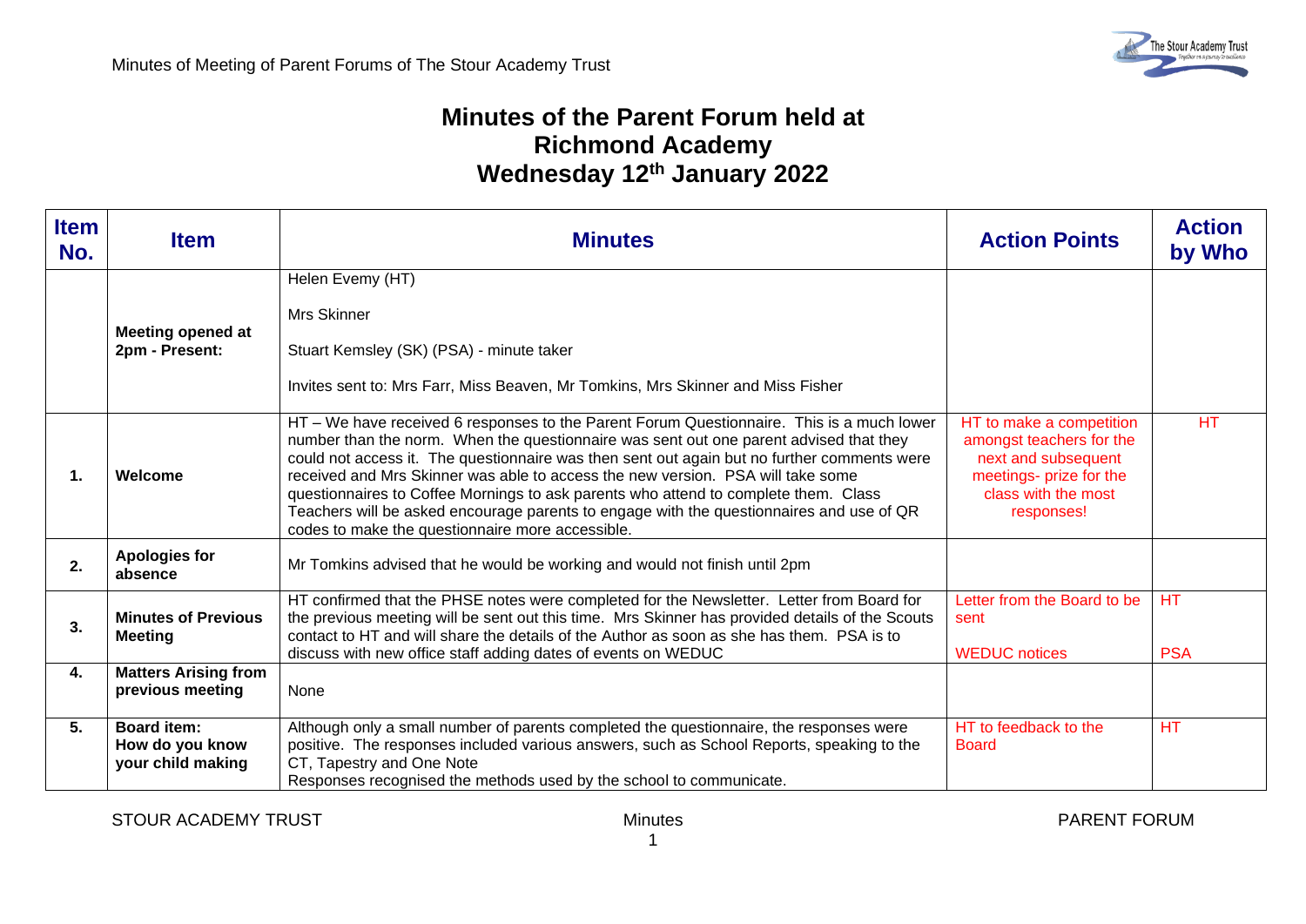# Minutes of the Parent Forum held at Richmond Academy Wednesday 12th January 2022

| Item No. | Item | Minutes | Action Points | Action by Who |
|---|---|---|---|---|
| | **Meeting opened at 2pm - Present:** | Helen Evemy (HT)<br><br>Mrs Skinner<br><br>Stuart Kemsley (SK) (PSA) - minute taker<br><br>Invites sent to: Mrs Farr, Miss Beaven, Mr Tomkins, Mrs Skinner and Miss Fisher | | |
| **1.** | **Welcome** | HT – We have received 6 responses to the Parent Forum Questionnaire. This is a much lower number than the norm. When the questionnaire was sent out one parent advised that they could not access it. The questionnaire was then sent out again but no further comments were received and Mrs Skinner was able to access the new version. PSA will take some questionnaires to Coffee Mornings to ask parents who attend to complete them. Class Teachers will be asked encourage parents to engage with the questionnaires and use of QR codes to make the questionnaire more accessible. | HT to make a competition amongst teachers for the next and subsequent meetings- prize for the class with the most responses! | HT |
| **2.** | **Apologies for absence** | Mr Tomkins advised that he would be working and would not finish until 2pm | | |
| **3.** | **Minutes of Previous Meeting** | HT confirmed that the PHSE notes were completed for the Newsletter. Letter from Board for the previous meeting will be sent out this time. Mrs Skinner has provided details of the Scouts contact to HT and will share the details of the Author as soon as she has them. PSA is to discuss with new office staff adding dates of events on WEDUC | Letter from the Board to be sent<br><br>WEDUC notices | HT<br><br>PSA |
| **4.** | **Matters Arising from previous meeting** | None | | |
| **5.** | **Board item: How do you know your child making** | Although only a small number of parents completed the questionnaire, the responses were positive. The responses included various answers, such as School Reports, speaking to the CT, Tapestry and One Note<br>Responses recognised the methods used by the school to communicate. | HT to feedback to the Board | HT |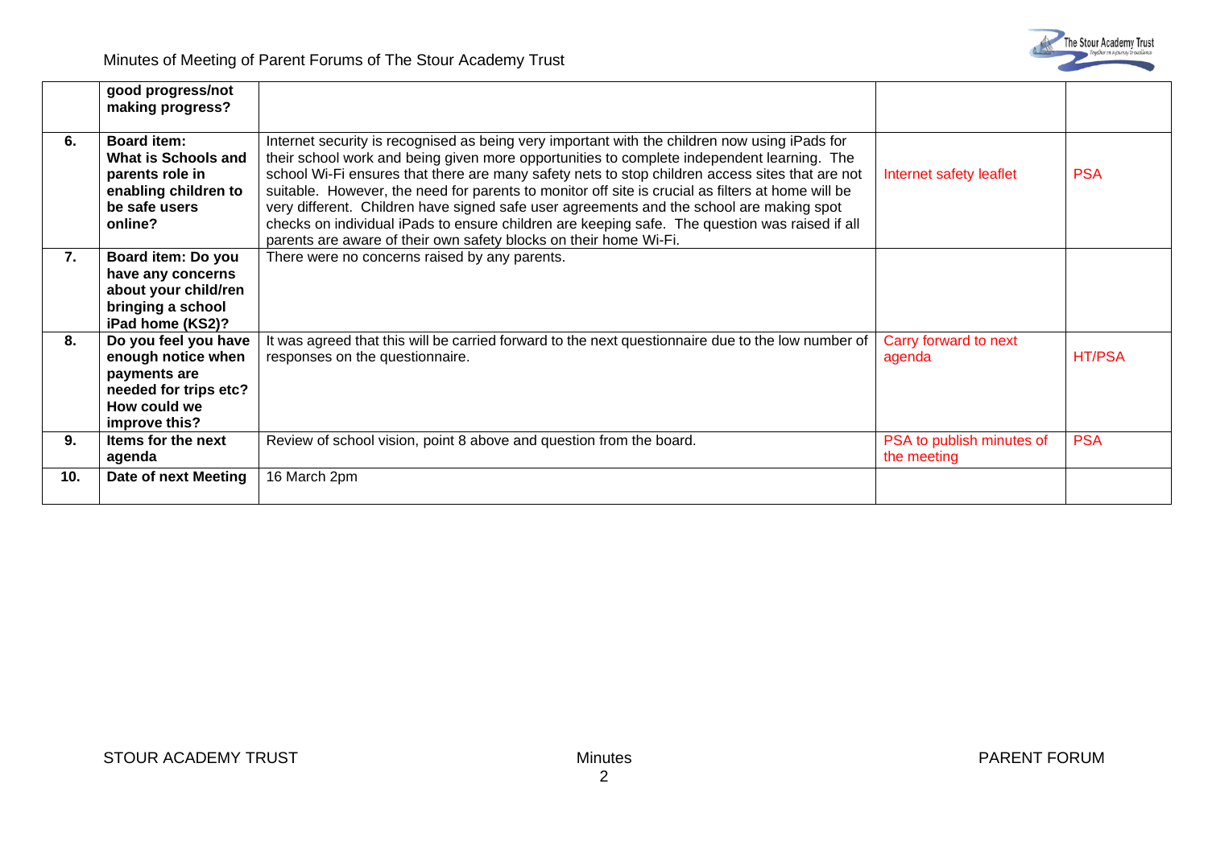| | | | | |
|---|---|---|---|---|
| | **good progress/not making progress?** | | | |
| **6.** | **Board item: What is Schools and parents role in enabling children to be safe users online?** | Internet security is recognised as being very important with the children now using iPads for their school work and being given more opportunities to complete independent learning. The school Wi-Fi ensures that there are many safety nets to stop children access sites that are not suitable. However, the need for parents to monitor off site is crucial as filters at home will be very different. Children have signed safe user agreements and the school are making spot checks on individual iPads to ensure children are keeping safe. The question was raised if all parents are aware of their own safety blocks on their home Wi-Fi. | Internet safety leaflet | PSA |
| **7.** | **Board item: Do you have any concerns about your child/ren bringing a school iPad home (KS2)?** | There were no concerns raised by any parents. | | |
| **8.** | **Do you feel you have enough notice when payments are needed for trips etc? How could we improve this?** | It was agreed that this will be carried forward to the next questionnaire due to the low number of responses on the questionnaire. | Carry forward to next agenda | HT/PSA |
| **9.** | **Items for the next agenda** | Review of school vision, point 8 above and question from the board. | PSA to publish minutes of the meeting | PSA |
| **10.** | **Date of next Meeting** | 16 March 2pm | | |